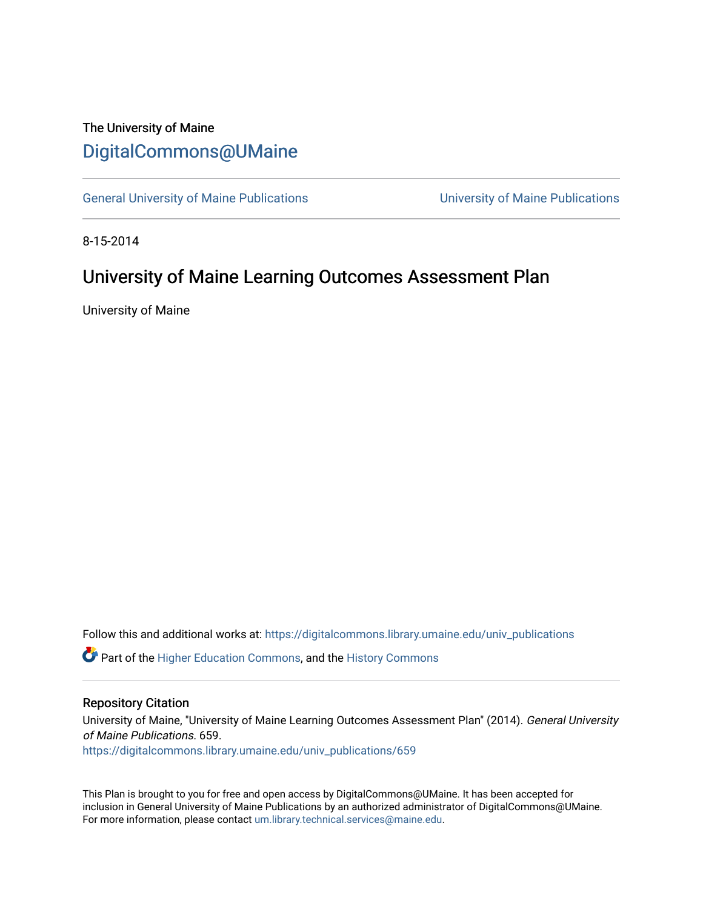The University of Maine

DigitalCommons@UMaine

General University of Maine Publications | University of Maine Publications

8-15-2014

# University of Maine Learning Outcomes Assessment Plan

University of Maine

Follow this and additional works at: https://digitalcommons.library.umaine.edu/univ_publications

Part of the Higher Education Commons, and the History Commons

## Repository Citation

University of Maine, "University of Maine Learning Outcomes Assessment Plan" (2014). *General University of Maine Publications*. 659.
https://digitalcommons.library.umaine.edu/univ_publications/659

This Plan is brought to you for free and open access by DigitalCommons@UMaine. It has been accepted for inclusion in General University of Maine Publications by an authorized administrator of DigitalCommons@UMaine. For more information, please contact um.library.technical.services@maine.edu.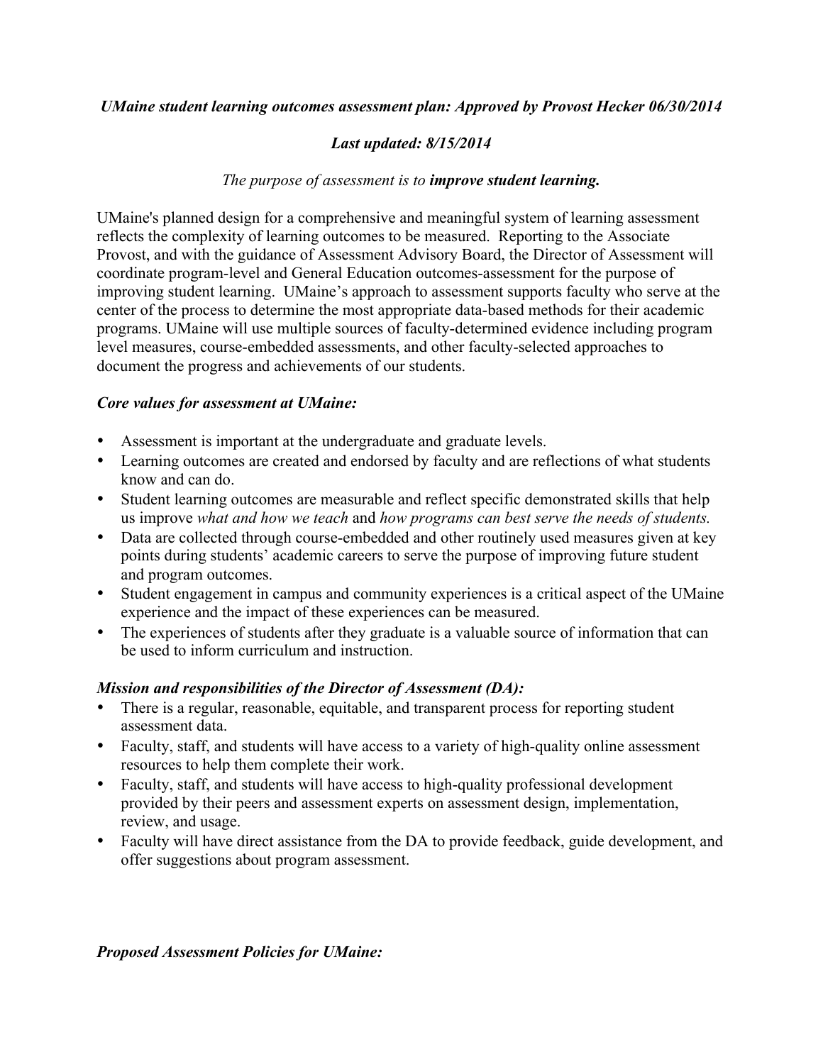***UMaine student learning outcomes assessment plan: Approved by Provost Hecker 06/30/2014***

***Last updated: 8/15/2014***

*The purpose of assessment is to* ***improve student learning.***

UMaine's planned design for a comprehensive and meaningful system of learning assessment reflects the complexity of learning outcomes to be measured. Reporting to the Associate Provost, and with the guidance of Assessment Advisory Board, the Director of Assessment will coordinate program-level and General Education outcomes-assessment for the purpose of improving student learning. UMaine's approach to assessment supports faculty who serve at the center of the process to determine the most appropriate data-based methods for their academic programs. UMaine will use multiple sources of faculty-determined evidence including program level measures, course-embedded assessments, and other faculty-selected approaches to document the progress and achievements of our students.

***Core values for assessment at UMaine:***

- Assessment is important at the undergraduate and graduate levels.
- Learning outcomes are created and endorsed by faculty and are reflections of what students know and can do.
- Student learning outcomes are measurable and reflect specific demonstrated skills that help us improve *what and how we teach* and *how programs can best serve the needs of students.*
- Data are collected through course-embedded and other routinely used measures given at key points during students' academic careers to serve the purpose of improving future student and program outcomes.
- Student engagement in campus and community experiences is a critical aspect of the UMaine experience and the impact of these experiences can be measured.
- The experiences of students after they graduate is a valuable source of information that can be used to inform curriculum and instruction.

***Mission and responsibilities of the Director of Assessment (DA):***

- There is a regular, reasonable, equitable, and transparent process for reporting student assessment data.
- Faculty, staff, and students will have access to a variety of high-quality online assessment resources to help them complete their work.
- Faculty, staff, and students will have access to high-quality professional development provided by their peers and assessment experts on assessment design, implementation, review, and usage.
- Faculty will have direct assistance from the DA to provide feedback, guide development, and offer suggestions about program assessment.

***Proposed Assessment Policies for UMaine:***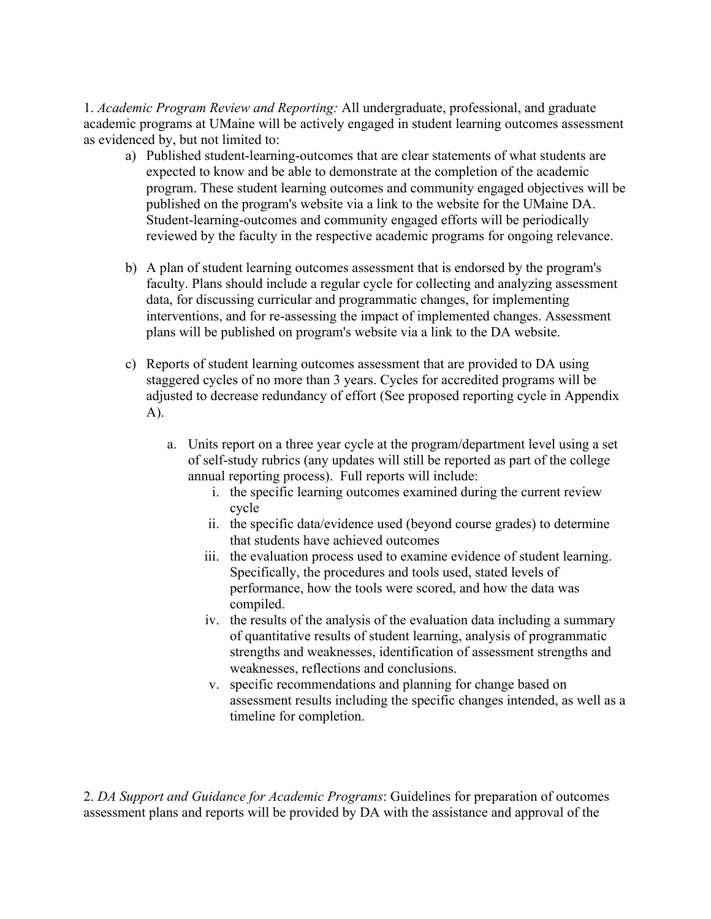1. *Academic Program Review and Reporting:* All undergraduate, professional, and graduate academic programs at UMaine will be actively engaged in student learning outcomes assessment as evidenced by, but not limited to:

a) Published student-learning-outcomes that are clear statements of what students are expected to know and be able to demonstrate at the completion of the academic program. These student learning outcomes and community engaged objectives will be published on the program's website via a link to the website for the UMaine DA. Student-learning-outcomes and community engaged efforts will be periodically reviewed by the faculty in the respective academic programs for ongoing relevance.

b) A plan of student learning outcomes assessment that is endorsed by the program's faculty. Plans should include a regular cycle for collecting and analyzing assessment data, for discussing curricular and programmatic changes, for implementing interventions, and for re-assessing the impact of implemented changes. Assessment plans will be published on program's website via a link to the DA website.

c) Reports of student learning outcomes assessment that are provided to DA using staggered cycles of no more than 3 years. Cycles for accredited programs will be adjusted to decrease redundancy of effort (See proposed reporting cycle in Appendix A).

   a. Units report on a three year cycle at the program/department level using a set of self-study rubrics (any updates will still be reported as part of the college annual reporting process). Full reports will include:

      i. the specific learning outcomes examined during the current review cycle
      ii. the specific data/evidence used (beyond course grades) to determine that students have achieved outcomes
      iii. the evaluation process used to examine evidence of student learning. Specifically, the procedures and tools used, stated levels of performance, how the tools were scored, and how the data was compiled.
      iv. the results of the analysis of the evaluation data including a summary of quantitative results of student learning, analysis of programmatic strengths and weaknesses, identification of assessment strengths and weaknesses, reflections and conclusions.
      v. specific recommendations and planning for change based on assessment results including the specific changes intended, as well as a timeline for completion.

2. *DA Support and Guidance for Academic Programs*: Guidelines for preparation of outcomes assessment plans and reports will be provided by DA with the assistance and approval of the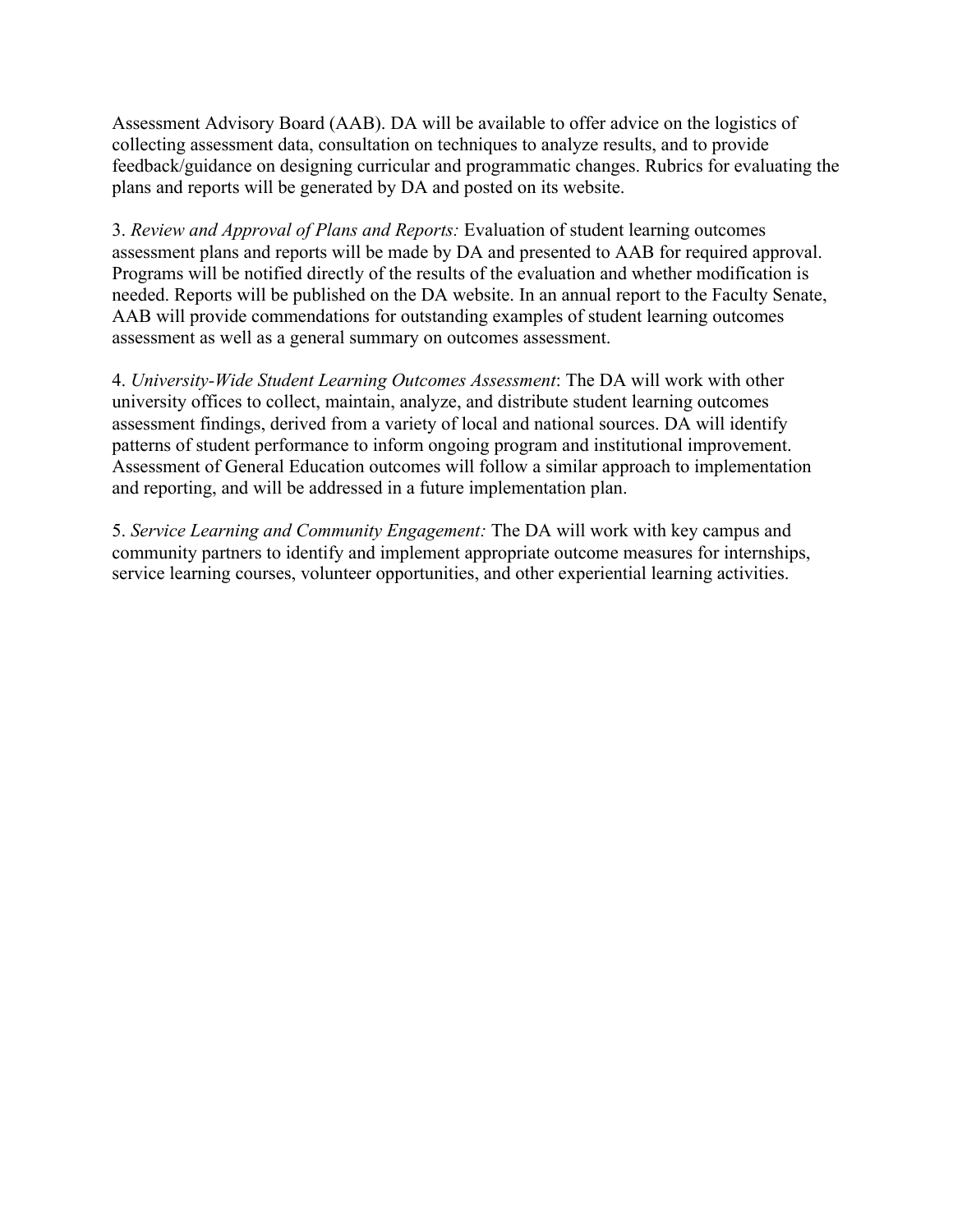Assessment Advisory Board (AAB). DA will be available to offer advice on the logistics of collecting assessment data, consultation on techniques to analyze results, and to provide feedback/guidance on designing curricular and programmatic changes. Rubrics for evaluating the plans and reports will be generated by DA and posted on its website.

3. *Review and Approval of Plans and Reports:* Evaluation of student learning outcomes assessment plans and reports will be made by DA and presented to AAB for required approval. Programs will be notified directly of the results of the evaluation and whether modification is needed. Reports will be published on the DA website. In an annual report to the Faculty Senate, AAB will provide commendations for outstanding examples of student learning outcomes assessment as well as a general summary on outcomes assessment.

4. *University-Wide Student Learning Outcomes Assessment*: The DA will work with other university offices to collect, maintain, analyze, and distribute student learning outcomes assessment findings, derived from a variety of local and national sources. DA will identify patterns of student performance to inform ongoing program and institutional improvement. Assessment of General Education outcomes will follow a similar approach to implementation and reporting, and will be addressed in a future implementation plan.

5. *Service Learning and Community Engagement:* The DA will work with key campus and community partners to identify and implement appropriate outcome measures for internships, service learning courses, volunteer opportunities, and other experiential learning activities.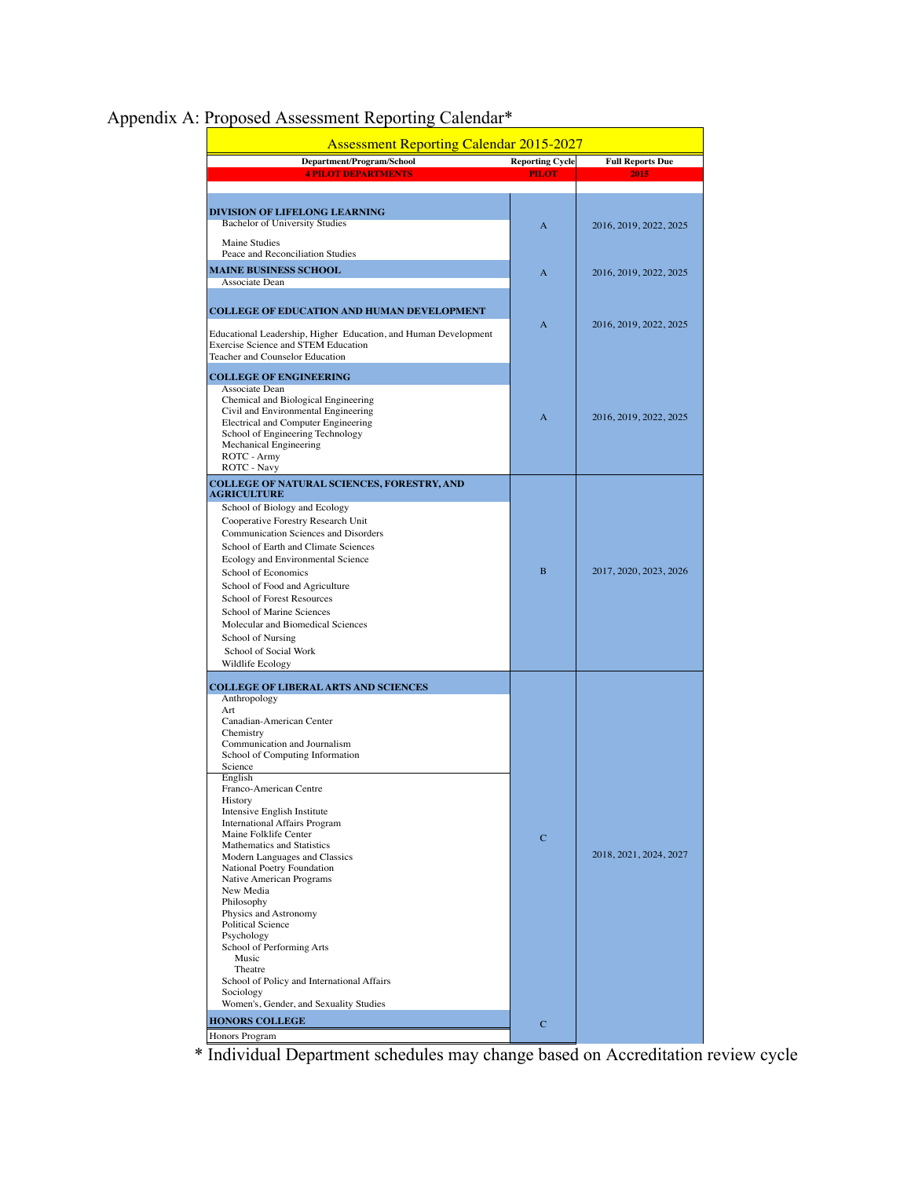# Appendix A: Proposed Assessment Reporting Calendar*

| Assessment Reporting Calendar 2015-2027 | | |
|---|---|---|
| **Department/Program/School** | **Reporting Cycle** | **Full Reports Due** |
| **4 PILOT DEPARTMENTS** | **PILOT** | **2015** |
| **DIVISION OF LIFELONG LEARNING** | A | 2016, 2019, 2022, 2025 |
| Bachelor of University Studies | | |
| Maine Studies | | |
| Peace and Reconciliation Studies | | |
| **MAINE BUSINESS SCHOOL** | A | 2016, 2019, 2022, 2025 |
| Associate Dean | | |
| **COLLEGE OF EDUCATION AND HUMAN DEVELOPMENT** | A | 2016, 2019, 2022, 2025 |
| Educational Leadership, Higher Education, and Human Development | | |
| Exercise Science and STEM Education | | |
| Teacher and Counselor Education | | |
| **COLLEGE OF ENGINEERING** | A | 2016, 2019, 2022, 2025 |
| Associate Dean | | |
| Chemical and Biological Engineering | | |
| Civil and Environmental Engineering | | |
| Electrical and Computer Engineering | | |
| School of Engineering Technology | | |
| Mechanical Engineering | | |
| ROTC - Army | | |
| ROTC - Navy | | |
| **COLLEGE OF NATURAL SCIENCES, FORESTRY, AND AGRICULTURE** | B | 2017, 2020, 2023, 2026 |
| School of Biology and Ecology | | |
| Cooperative Forestry Research Unit | | |
| Communication Sciences and Disorders | | |
| School of Earth and Climate Sciences | | |
| Ecology and Environmental Science | | |
| School of Economics | | |
| School of Food and Agriculture | | |
| School of Forest Resources | | |
| School of Marine Sciences | | |
| Molecular and Biomedical Sciences | | |
| School of Nursing | | |
| School of Social Work | | |
| Wildlife Ecology | | |
| **COLLEGE OF LIBERAL ARTS AND SCIENCES** | C | 2018, 2021, 2024, 2027 |
| Anthropology | | |
| Art | | |
| Canadian-American Center | | |
| Chemistry | | |
| Communication and Journalism | | |
| School of Computing Information Science | | |
| English | | |
| Franco-American Centre | | |
| History | | |
| Intensive English Institute | | |
| International Affairs Program | | |
| Maine Folklife Center | | |
| Mathematics and Statistics | | |
| Modern Languages and Classics | | |
| National Poetry Foundation | | |
| Native American Programs | | |
| New Media | | |
| Philosophy | | |
| Physics and Astronomy | | |
| Political Science | | |
| Psychology | | |
| School of Performing Arts | | |
| Music | | |
| Theatre | | |
| School of Policy and International Affairs | | |
| Sociology | | |
| Women's, Gender, and Sexuality Studies | | |
| **HONORS COLLEGE** | C | |
| Honors Program | | |

\* Individual Department schedules may change based on Accreditation review cycle